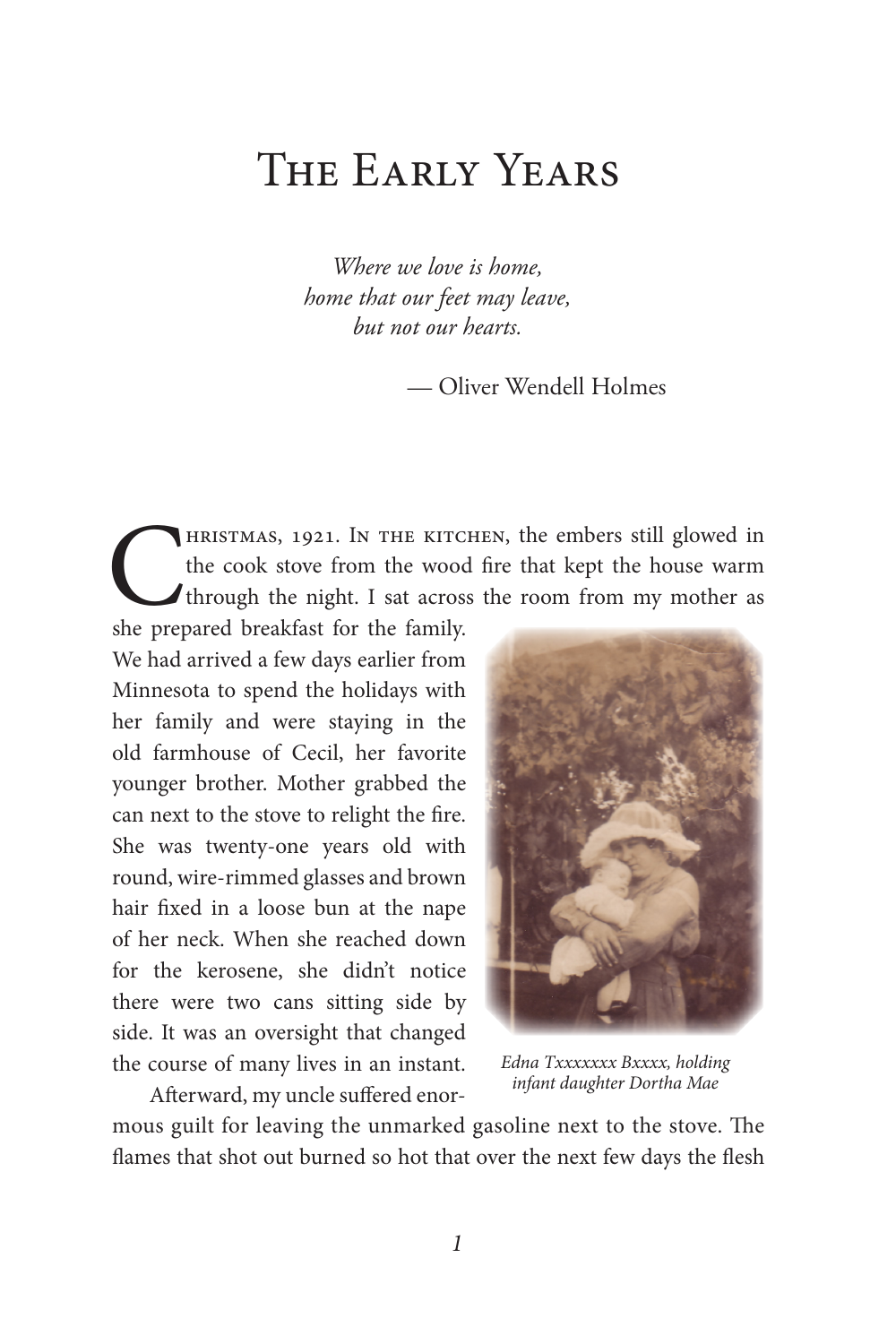# The Early Years

*Where we love is home,*
*home that our feet may leave,*
*but not our hearts.*

— Oliver Wendell Holmes

Christmas, 1921. In the kitchen, the embers still glowed in the cook stove from the wood fire that kept the house warm through the night. I sat across the room from my mother as she prepared breakfast for the family. We had arrived a few days earlier from Minnesota to spend the holidays with her family and were staying in the old farmhouse of Cecil, her favorite younger brother. Mother grabbed the can next to the stove to relight the fire. She was twenty-one years old with round, wire-rimmed glasses and brown hair fixed in a loose bun at the nape of her neck. When she reached down for the kerosene, she didn't notice there were two cans sitting side by side. It was an oversight that changed the course of many lives in an instant.

*Edna Txxxxxxx Bxxxx, holding infant daughter Dortha Mae*

Afterward, my uncle suffered enormous guilt for leaving the unmarked gasoline next to the stove. The flames that shot out burned so hot that over the next few days the flesh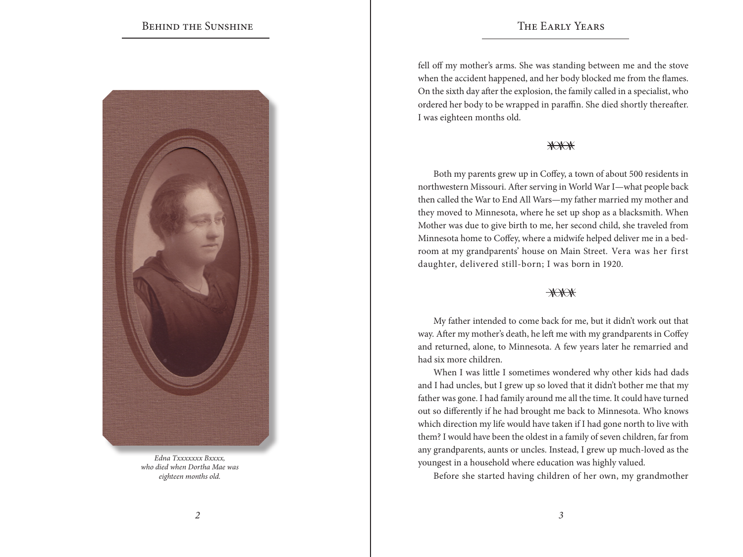*Edna Txxxxxxx Bxxxx, who died when Dortha Mae was eighteen months old.*

fell off my mother's arms. She was standing between me and the stove when the accident happened, and her body blocked me from the flames. On the sixth day after the explosion, the family called in a specialist, who ordered her body to be wrapped in paraffin. She died shortly thereafter. I was eighteen months old.

Both my parents grew up in Coffey, a town of about 500 residents in northwestern Missouri. After serving in World War I—what people back then called the War to End All Wars—my father married my mother and they moved to Minnesota, where he set up shop as a blacksmith. When Mother was due to give birth to me, her second child, she traveled from Minnesota home to Coffey, where a midwife helped deliver me in a bedroom at my grandparents' house on Main Street. Vera was her first daughter, delivered still-born; I was born in 1920.

My father intended to come back for me, but it didn't work out that way. After my mother's death, he left me with my grandparents in Coffey and returned, alone, to Minnesota. A few years later he remarried and had six more children.

When I was little I sometimes wondered why other kids had dads and I had uncles, but I grew up so loved that it didn't bother me that my father was gone. I had family around me all the time. It could have turned out so differently if he had brought me back to Minnesota. Who knows which direction my life would have taken if I had gone north to live with them? I would have been the oldest in a family of seven children, far from any grandparents, aunts or uncles. Instead, I grew up much-loved as the youngest in a household where education was highly valued.

Before she started having children of her own, my grandmother